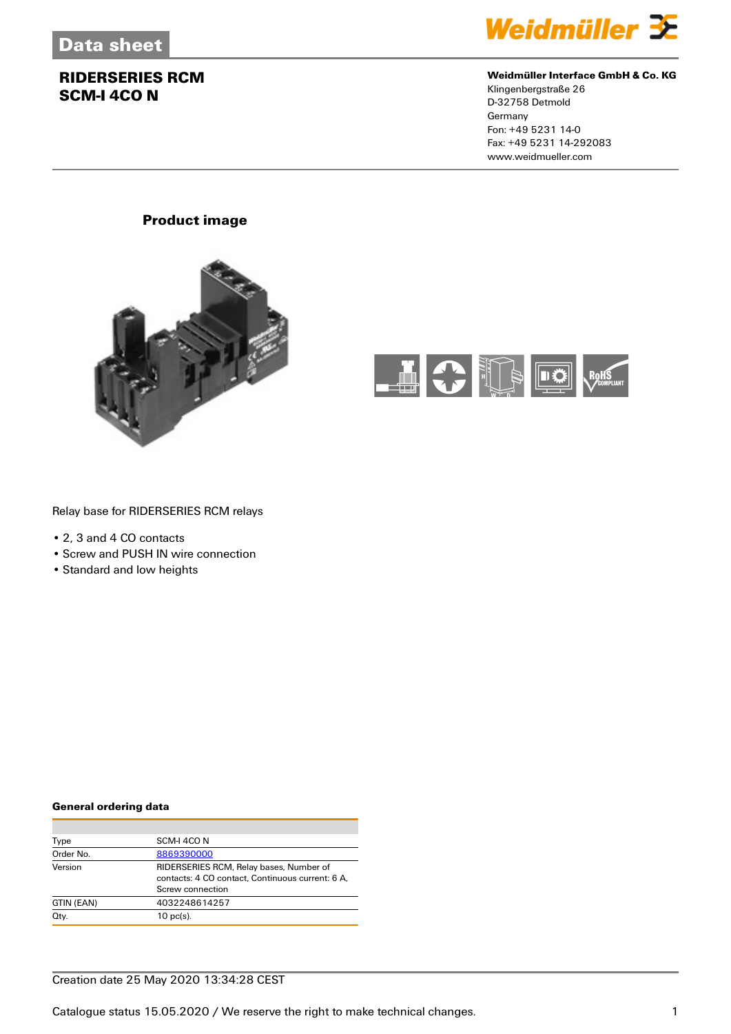Data sheet

# RIDERSERIES RCM SCM-I 4CO N

**Weidmüller Interface GmbH & Co. KG**
Klingenbergstraße 26
D-32758 Detmold
Germany
Fon: +49 5231 14-0
Fax: +49 5231 14-292083
www.weidmueller.com

## Product image

Relay base for RIDERSERIES RCM relays

- 2, 3 and 4 CO contacts
- Screw and PUSH IN wire connection
- Standard and low heights

### General ordering data

| | |
|---|---|
| Type | SCM-I 4CO N |
| Order No. | 8869390000 |
| Version | RIDERSERIES RCM, Relay bases, Number of contacts: 4 CO contact, Continuous current: 6 A, Screw connection |
| GTIN (EAN) | 4032248614257 |
| Qty. | 10 pc(s). |

Creation date 25 May 2020 13:34:28 CEST

Catalogue status 15.05.2020 / We reserve the right to make technical changes.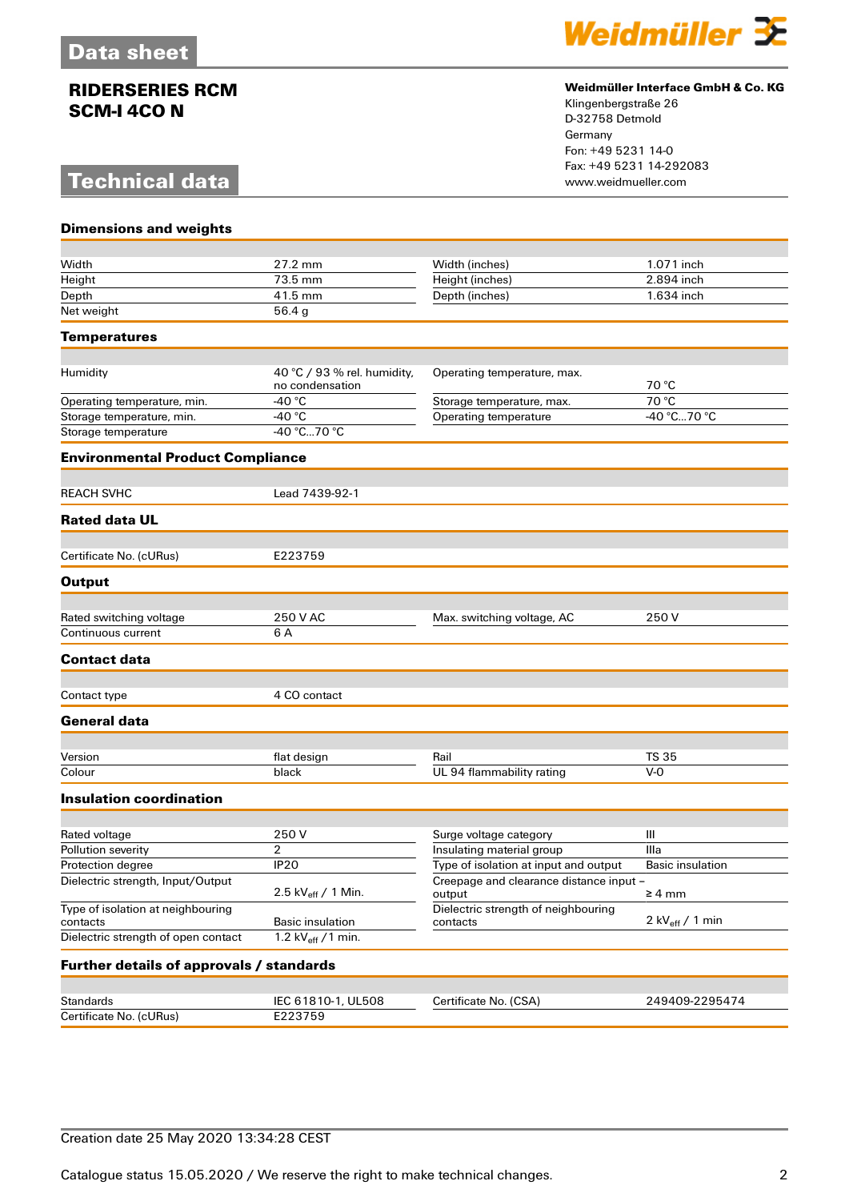# RIDERSERIES RCM SCM-I 4CO N

**Weidmüller Interface GmbH & Co. KG**
Klingenbergstraße 26
D-32758 Detmold
Germany
Fon: +49 5231 14-0
Fax: +49 5231 14-292083
www.weidmueller.com

## Technical data

### Dimensions and weights

| | | | |
|---|---|---|---|
| Width | 27.2 mm | Width (inches) | 1.071 inch |
| Height | 73.5 mm | Height (inches) | 2.894 inch |
| Depth | 41.5 mm | Depth (inches) | 1.634 inch |
| Net weight | 56.4 g | | |

### Temperatures

| | | | |
|---|---|---|---|
| Humidity | 40 °C / 93 % rel. humidity, no condensation | Operating temperature, max. | 70 °C |
| Operating temperature, min. | -40 °C | Storage temperature, max. | 70 °C |
| Storage temperature, min. | -40 °C | Operating temperature | -40 °C...70 °C |
| Storage temperature | -40 °C...70 °C | | |

### Environmental Product Compliance

| | |
|---|---|
| REACH SVHC | Lead 7439-92-1 |

### Rated data UL

| | |
|---|---|
| Certificate No. (cURus) | E223759 |

### Output

| | | | |
|---|---|---|---|
| Rated switching voltage | 250 V AC | Max. switching voltage, AC | 250 V |
| Continuous current | 6 A | | |

### Contact data

| | |
|---|---|
| Contact type | 4 CO contact |

### General data

| | | | |
|---|---|---|---|
| Version | flat design | Rail | TS 35 |
| Colour | black | UL 94 flammability rating | V-0 |

### Insulation coordination

| | | | |
|---|---|---|---|
| Rated voltage | 250 V | Surge voltage category | III |
| Pollution severity | 2 | Insulating material group | IIIa |
| Protection degree | IP20 | Type of isolation at input and output | Basic insulation |
| Dielectric strength, Input/Output | 2.5 $kV_{eff}$ / 1 Min. | Creepage and clearance distance input – output | ≥ 4 mm |
| Type of isolation at neighbouring contacts | Basic insulation | Dielectric strength of neighbouring contacts | 2 $kV_{eff}$ / 1 min |
| Dielectric strength of open contact | 1.2 $kV_{eff}$ /1 min. | | |

### Further details of approvals / standards

| | | | |
|---|---|---|---|
| Standards | IEC 61810-1, UL508 | Certificate No. (CSA) | 249409-2295474 |
| Certificate No. (cURus) | E223759 | | |

Creation date 25 May 2020 13:34:28 CEST

Catalogue status 15.05.2020 / We reserve the right to make technical changes.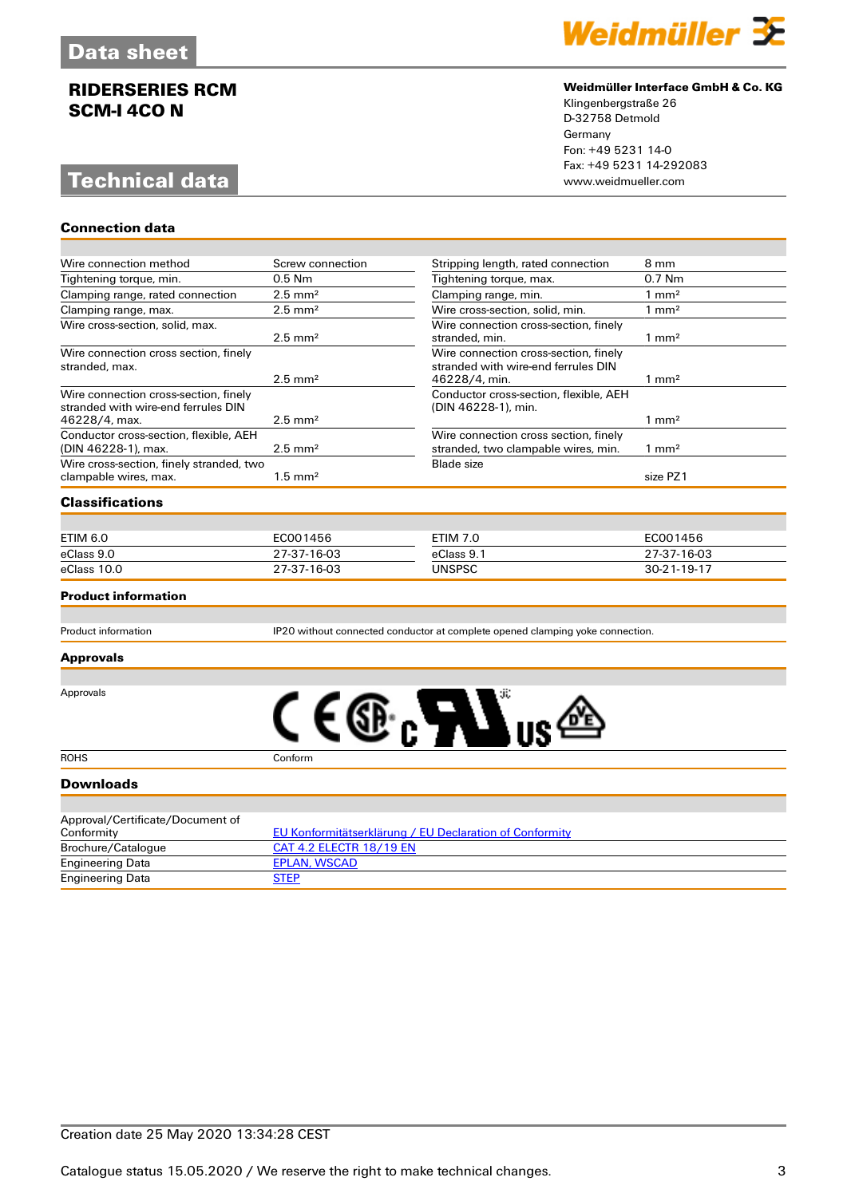# Data sheet

## RIDERSERIES RCM SCM-I 4CO N

**Weidmüller Interface GmbH & Co. KG**
Klingenbergstraße 26
D-32758 Detmold
Germany
Fon: +49 5231 14-0
Fax: +49 5231 14-292083
www.weidmueller.com

# Technical data

### Connection data

| | | | |
|---|---|---|---|
| Wire connection method | Screw connection | Stripping length, rated connection | 8 mm |
| Tightening torque, min. | 0.5 Nm | Tightening torque, max. | 0.7 Nm |
| Clamping range, rated connection | 2.5 mm² | Clamping range, min. | 1 mm² |
| Clamping range, max. | 2.5 mm² | Wire cross-section, solid, min. | 1 mm² |
| Wire cross-section, solid, max. | 2.5 mm² | Wire connection cross-section, finely stranded, min. | 1 mm² |
| Wire connection cross section, finely stranded, max. | 2.5 mm² | Wire connection cross-section, finely stranded with wire-end ferrules DIN 46228/4, min. | 1 mm² |
| Wire connection cross-section, finely stranded with wire-end ferrules DIN 46228/4, max. | 2.5 mm² | Conductor cross-section, flexible, AEH (DIN 46228-1), min. | 1 mm² |
| Conductor cross-section, flexible, AEH (DIN 46228-1), max. | 2.5 mm² | Wire connection cross section, finely stranded, two clampable wires, min. | 1 mm² |
| Wire cross-section, finely stranded, two clampable wires, max. | 1.5 mm² | Blade size | size PZ1 |

### Classifications

| | | | |
|---|---|---|---|
| ETIM 6.0 | EC001456 | ETIM 7.0 | EC001456 |
| eClass 9.0 | 27-37-16-03 | eClass 9.1 | 27-37-16-03 |
| eClass 10.0 | 27-37-16-03 | UNSPSC | 30-21-19-17 |

### Product information

| | |
|---|---|
| Product information | IP20 without connected conductor at complete opened clamping yoke connection. |

### Approvals

| | |
|---|---|
| Approvals | |
| ROHS | Conform |

### Downloads

| | |
|---|---|
| Approval/Certificate/Document of Conformity | EU Konformitätserklärung / EU Declaration of Conformity |
| Brochure/Catalogue | CAT 4.2 ELECTR 18/19 EN |
| Engineering Data | EPLAN, WSCAD |
| Engineering Data | STEP |

Creation date 25 May 2020 13:34:28 CEST

Catalogue status 15.05.2020 / We reserve the right to make technical changes.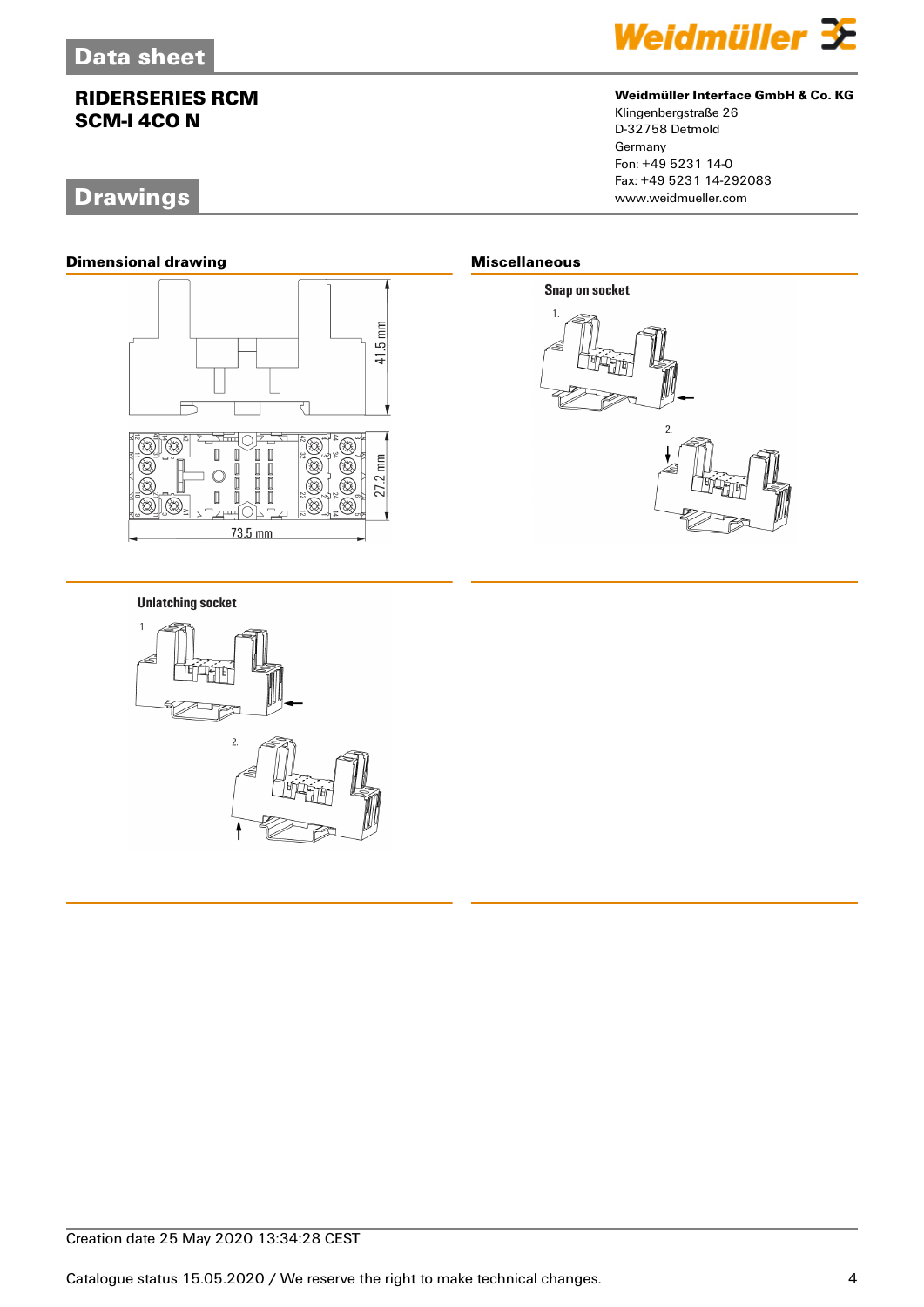# Data sheet

## RIDERSERIES RCM SCM-I 4CO N

**Weidmüller Interface GmbH & Co. KG**
Klingenbergstraße 26
D-32758 Detmold
Germany
Fon: +49 5231 14-0
Fax: +49 5231 14-292083
www.weidmueller.com

# Drawings

### Dimensional drawing

41.5 mm

27.2 mm

73.5 mm

### Miscellaneous

Snap on socket

1.

2.

Unlatching socket

1.

2.

Creation date 25 May 2020 13:34:28 CEST

Catalogue status 15.05.2020 / We reserve the right to make technical changes.